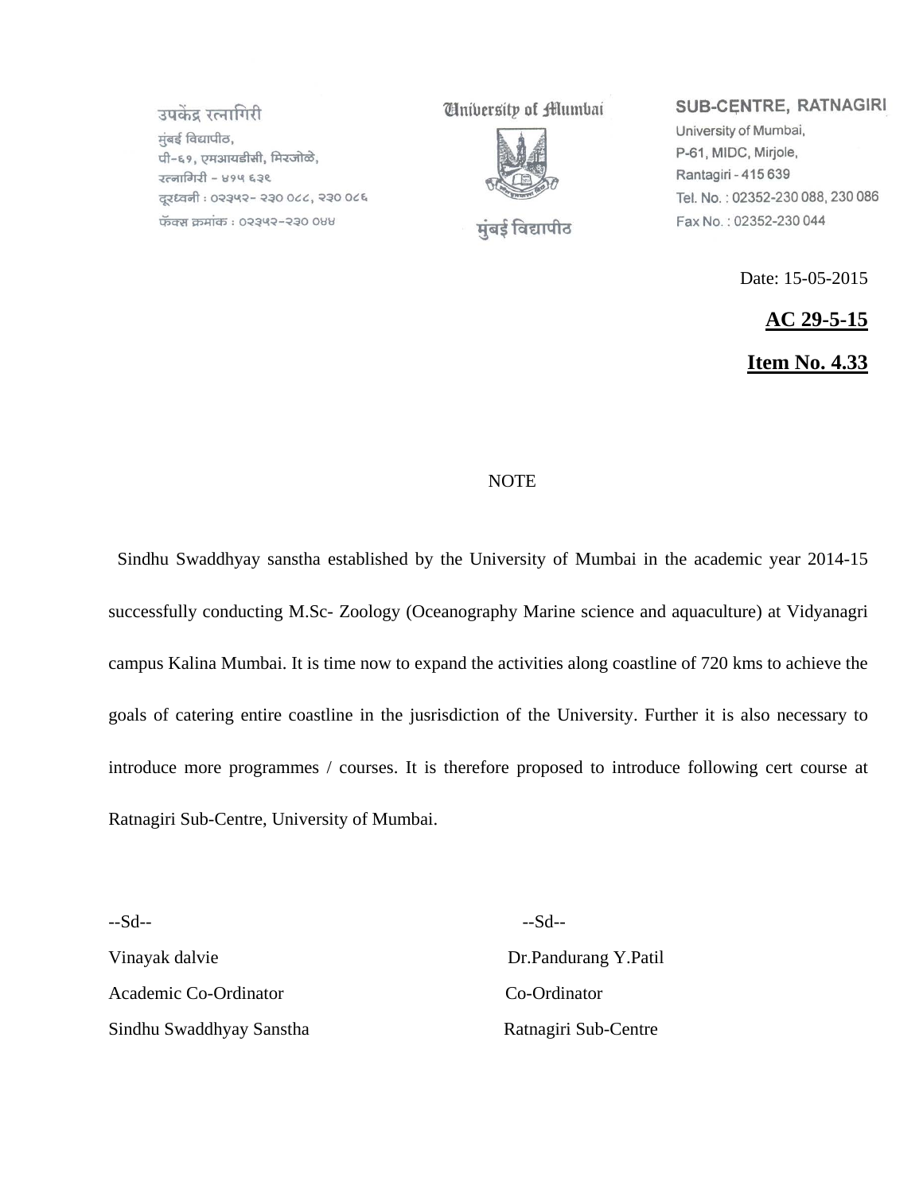उपकेंद्र रत्नागिरी
मुंबई विद्यापीठ,
पी-६१, एमआयडीसी, मिरजोळे,
रत्नागिरी - ४१५ ६३९
दूरध्वनी : ०२३५२- २३० ०८८, २३० ०८६
फॅक्स क्रमांक : ०२३५२-२३० ०४४

University of Mumbai

मुंबई विद्यापीठ

**SUB-CENTRE, RATNAGIRI**
University of Mumbai,
P-61, MIDC, Mirjole,
Rantagiri - 415 639
Tel. No. : 02352-230 088, 230 086
Fax No. : 02352-230 044

Date: 15-05-2015

**AC 29-5-15**

**Item No. 4.33**

NOTE

Sindhu Swaddhyay sanstha established by the University of Mumbai in the academic year 2014-15 successfully conducting M.Sc- Zoology (Oceanography Marine science and aquaculture) at Vidyanagri campus Kalina Mumbai. It is time now to expand the activities along coastline of 720 kms to achieve the goals of catering entire coastline in the jusrisdiction of the University. Further it is also necessary to introduce more programmes / courses. It is therefore proposed to introduce following cert course at Ratnagiri Sub-Centre, University of Mumbai.

--Sd--
Vinayak dalvie
Academic Co-Ordinator
Sindhu Swaddhyay Sanstha

--Sd--
Dr.Pandurang Y.Patil
Co-Ordinator
Ratnagiri Sub-Centre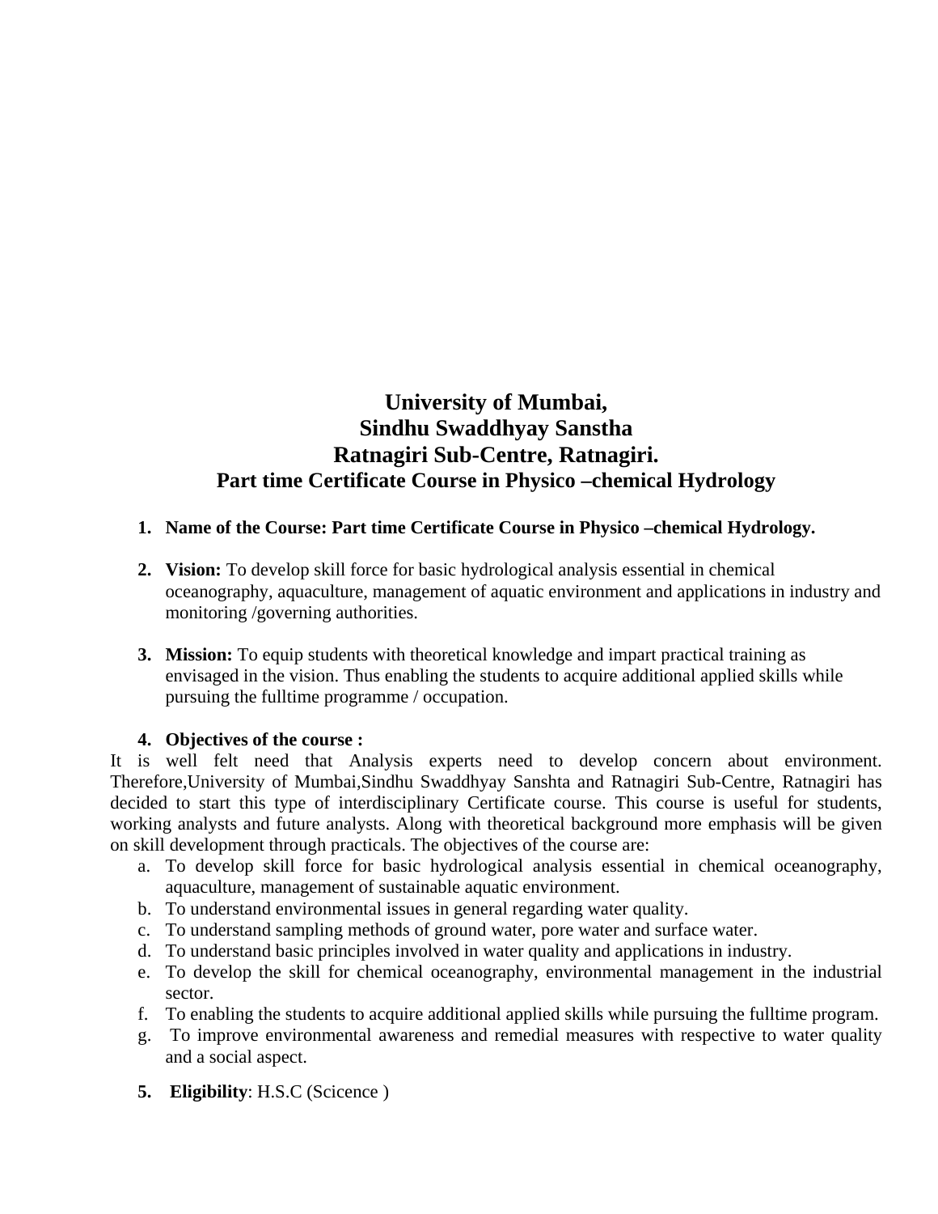# University of Mumbai,
# Sindhu Swaddhyay Sanstha
# Ratnagiri Sub-Centre, Ratnagiri.
## Part time Certificate Course in Physico –chemical Hydrology

1. **Name of the Course: Part time Certificate Course in Physico –chemical Hydrology.**

2. **Vision:** To develop skill force for basic hydrological analysis essential in chemical oceanography, aquaculture, management of aquatic environment and applications in industry and monitoring /governing authorities.

3. **Mission:** To equip students with theoretical knowledge and impart practical training as envisaged in the vision. Thus enabling the students to acquire additional applied skills while pursuing the fulltime programme / occupation.

4. **Objectives of the course :**

It is well felt need that Analysis experts need to develop concern about environment. Therefore,University of Mumbai,Sindhu Swaddhyay Sanshta and Ratnagiri Sub-Centre, Ratnagiri has decided to start this type of interdisciplinary Certificate course. This course is useful for students, working analysts and future analysts. Along with theoretical background more emphasis will be given on skill development through practicals. The objectives of the course are:

a. To develop skill force for basic hydrological analysis essential in chemical oceanography, aquaculture, management of sustainable aquatic environment.
b. To understand environmental issues in general regarding water quality.
c. To understand sampling methods of ground water, pore water and surface water.
d. To understand basic principles involved in water quality and applications in industry.
e. To develop the skill for chemical oceanography, environmental management in the industrial sector.
f. To enabling the students to acquire additional applied skills while pursuing the fulltime program.
g. To improve environmental awareness and remedial measures with respective to water quality and a social aspect.

5. **Eligibility**: H.S.C (Scicence )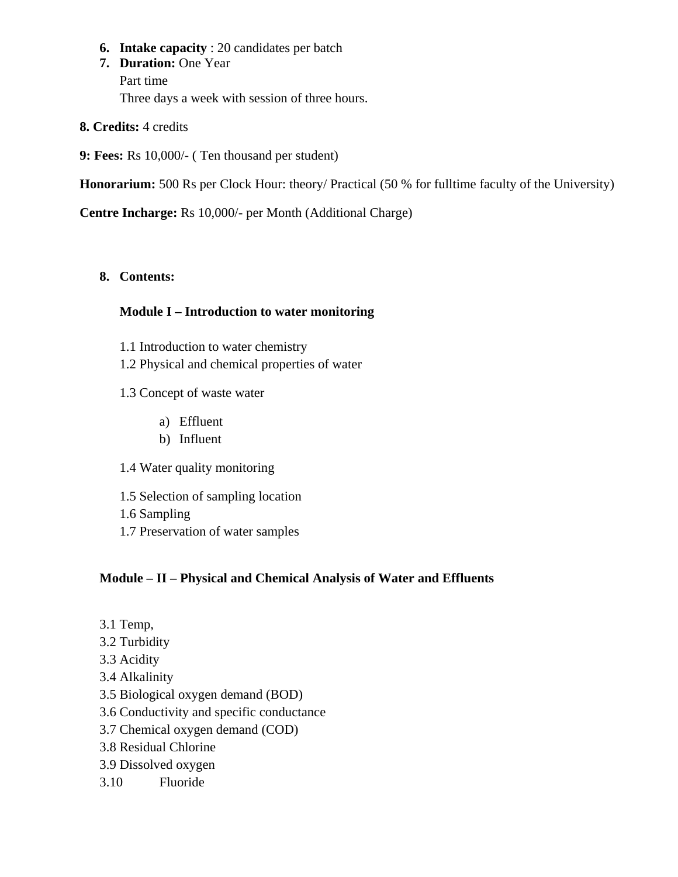6. **Intake capacity** : 20 candidates per batch
7. **Duration:** One Year

   Part time

   Three days a week with session of three hours.

**8. Credits:** 4 credits

**9: Fees:** Rs 10,000/- ( Ten thousand per student)

**Honorarium:** 500 Rs per Clock Hour: theory/ Practical (50 % for fulltime faculty of the University)

**Centre Incharge:** Rs 10,000/- per Month (Additional Charge)

8. **Contents:**

   **Module I – Introduction to water monitoring**

   1.1 Introduction to water chemistry

   1.2 Physical and chemical properties of water

   1.3 Concept of waste water

   a) Effluent
   b) Influent

   1.4 Water quality monitoring

   1.5 Selection of sampling location

   1.6 Sampling

   1.7 Preservation of water samples

**Module – II – Physical and Chemical Analysis of Water and Effluents**

3.1 Temp,

3.2 Turbidity

3.3 Acidity

3.4 Alkalinity

3.5 Biological oxygen demand (BOD)

3.6 Conductivity and specific conductance

3.7 Chemical oxygen demand (COD)

3.8 Residual Chlorine

3.9 Dissolved oxygen

3.10 Fluoride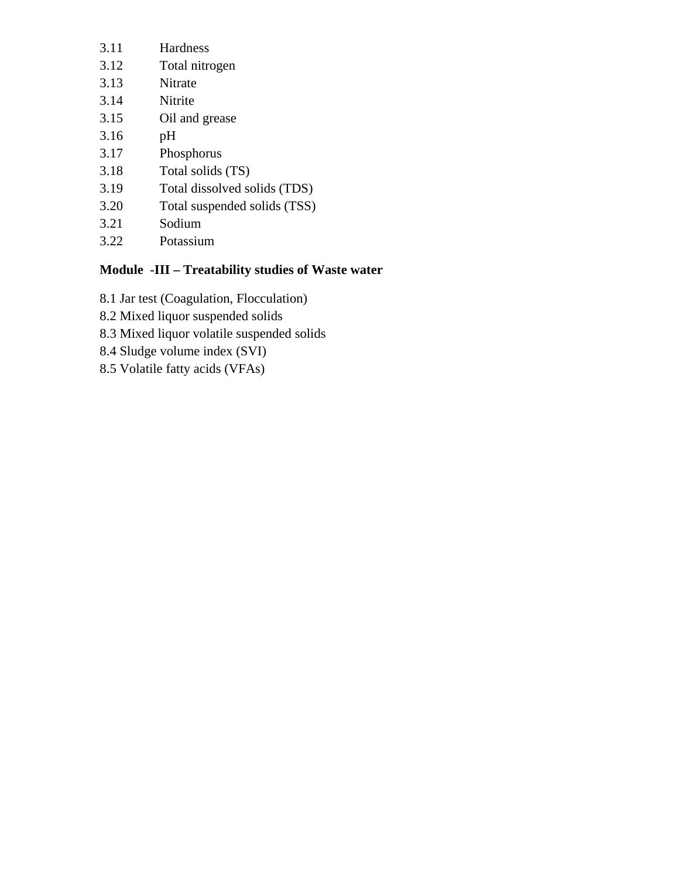3.11 Hardness
3.12 Total nitrogen
3.13 Nitrate
3.14 Nitrite
3.15 Oil and grease
3.16 pH
3.17 Phosphorus
3.18 Total solids (TS)
3.19 Total dissolved solids (TDS)
3.20 Total suspended solids (TSS)
3.21 Sodium
3.22 Potassium

**Module -III – Treatability studies of Waste water**

8.1 Jar test (Coagulation, Flocculation)
8.2 Mixed liquor suspended solids
8.3 Mixed liquor volatile suspended solids
8.4 Sludge volume index (SVI)
8.5 Volatile fatty acids (VFAs)